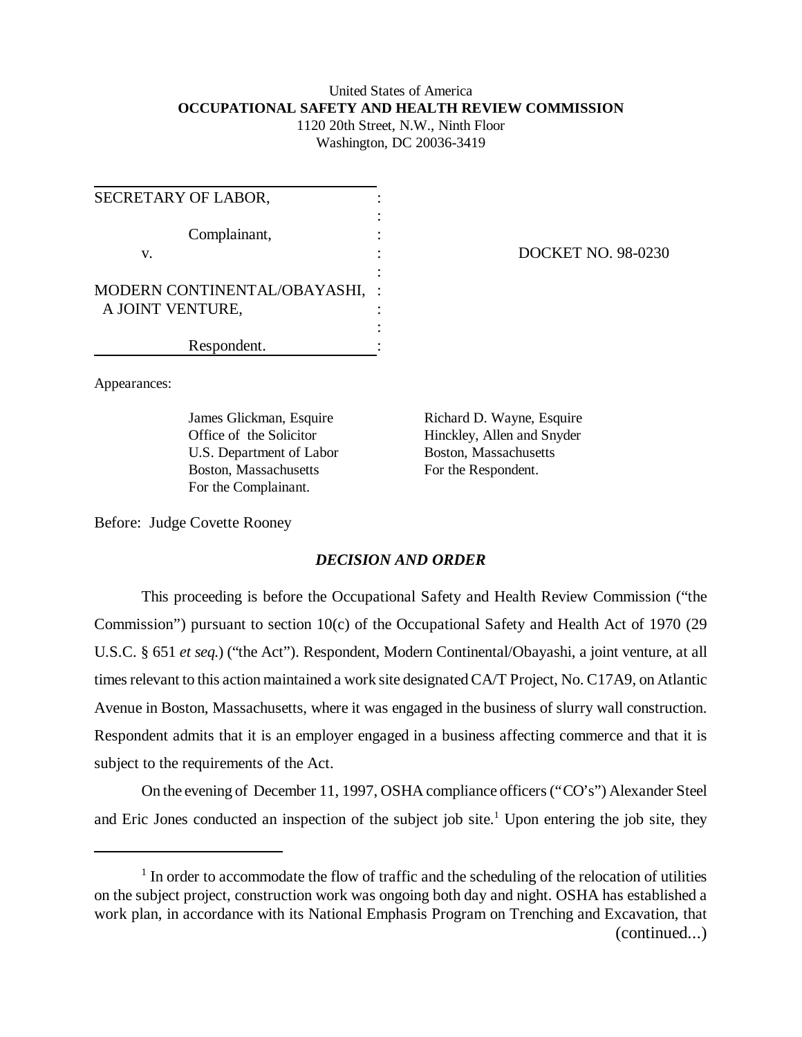United States of America
**OCCUPATIONAL SAFETY AND HEALTH REVIEW COMMISSION**
1120 20th Street, N.W., Ninth Floor
Washington, DC 20036-3419

SECRETARY OF LABOR,

Complainant,

v.

MODERN CONTINENTAL/OBAYASHI, A JOINT VENTURE,

Respondent.

DOCKET NO. 98-0230

Appearances:

James Glickman, Esquire
Office of the Solicitor
U.S. Department of Labor
Boston, Massachusetts
For the Complainant.

Richard D. Wayne, Esquire
Hinckley, Allen and Snyder
Boston, Massachusetts
For the Respondent.

Before: Judge Covette Rooney

## *DECISION AND ORDER*

This proceeding is before the Occupational Safety and Health Review Commission ("the Commission") pursuant to section 10(c) of the Occupational Safety and Health Act of 1970 (29 U.S.C. § 651 *et seq.*) ("the Act"). Respondent, Modern Continental/Obayashi, a joint venture, at all times relevant to this action maintained a work site designated CA/T Project, No. C17A9, on Atlantic Avenue in Boston, Massachusetts, where it was engaged in the business of slurry wall construction. Respondent admits that it is an employer engaged in a business affecting commerce and that it is subject to the requirements of the Act.

On the evening of December 11, 1997, OSHA compliance officers ("CO's") Alexander Steel and Eric Jones conducted an inspection of the subject job site.[1] Upon entering the job site, they

[1] In order to accommodate the flow of traffic and the scheduling of the relocation of utilities on the subject project, construction work was ongoing both day and night. OSHA has established a work plan, in accordance with its National Emphasis Program on Trenching and Excavation, that (continued...)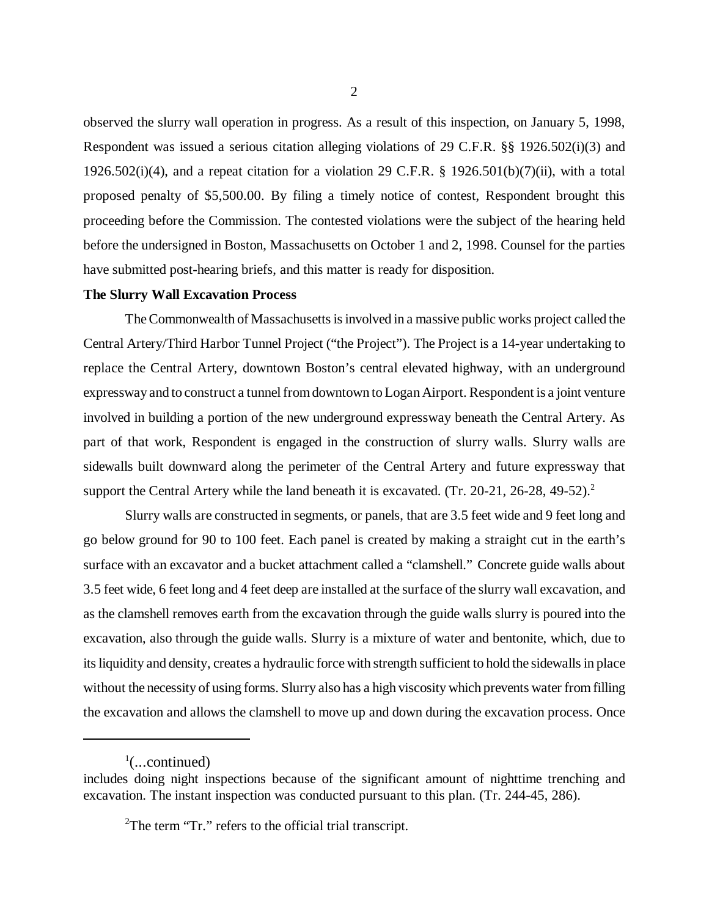observed the slurry wall operation in progress. As a result of this inspection, on January 5, 1998, Respondent was issued a serious citation alleging violations of 29 C.F.R. §§ 1926.502(i)(3) and 1926.502(i)(4), and a repeat citation for a violation 29 C.F.R. § 1926.501(b)(7)(ii), with a total proposed penalty of $5,500.00. By filing a timely notice of contest, Respondent brought this proceeding before the Commission. The contested violations were the subject of the hearing held before the undersigned in Boston, Massachusetts on October 1 and 2, 1998. Counsel for the parties have submitted post-hearing briefs, and this matter is ready for disposition.

**The Slurry Wall Excavation Process**

The Commonwealth of Massachusetts is involved in a massive public works project called the Central Artery/Third Harbor Tunnel Project ("the Project"). The Project is a 14-year undertaking to replace the Central Artery, downtown Boston's central elevated highway, with an underground expressway and to construct a tunnel from downtown to Logan Airport. Respondent is a joint venture involved in building a portion of the new underground expressway beneath the Central Artery. As part of that work, Respondent is engaged in the construction of slurry walls. Slurry walls are sidewalls built downward along the perimeter of the Central Artery and future expressway that support the Central Artery while the land beneath it is excavated. (Tr. 20-21, 26-28, 49-52).[2]

Slurry walls are constructed in segments, or panels, that are 3.5 feet wide and 9 feet long and go below ground for 90 to 100 feet. Each panel is created by making a straight cut in the earth's surface with an excavator and a bucket attachment called a "clamshell." Concrete guide walls about 3.5 feet wide, 6 feet long and 4 feet deep are installed at the surface of the slurry wall excavation, and as the clamshell removes earth from the excavation through the guide walls slurry is poured into the excavation, also through the guide walls. Slurry is a mixture of water and bentonite, which, due to its liquidity and density, creates a hydraulic force with strength sufficient to hold the sidewalls in place without the necessity of using forms. Slurry also has a high viscosity which prevents water from filling the excavation and allows the clamshell to move up and down during the excavation process. Once

---

[1](...continued)
includes doing night inspections because of the significant amount of nighttime trenching and excavation. The instant inspection was conducted pursuant to this plan. (Tr. 244-45, 286).

[2]The term "Tr." refers to the official trial transcript.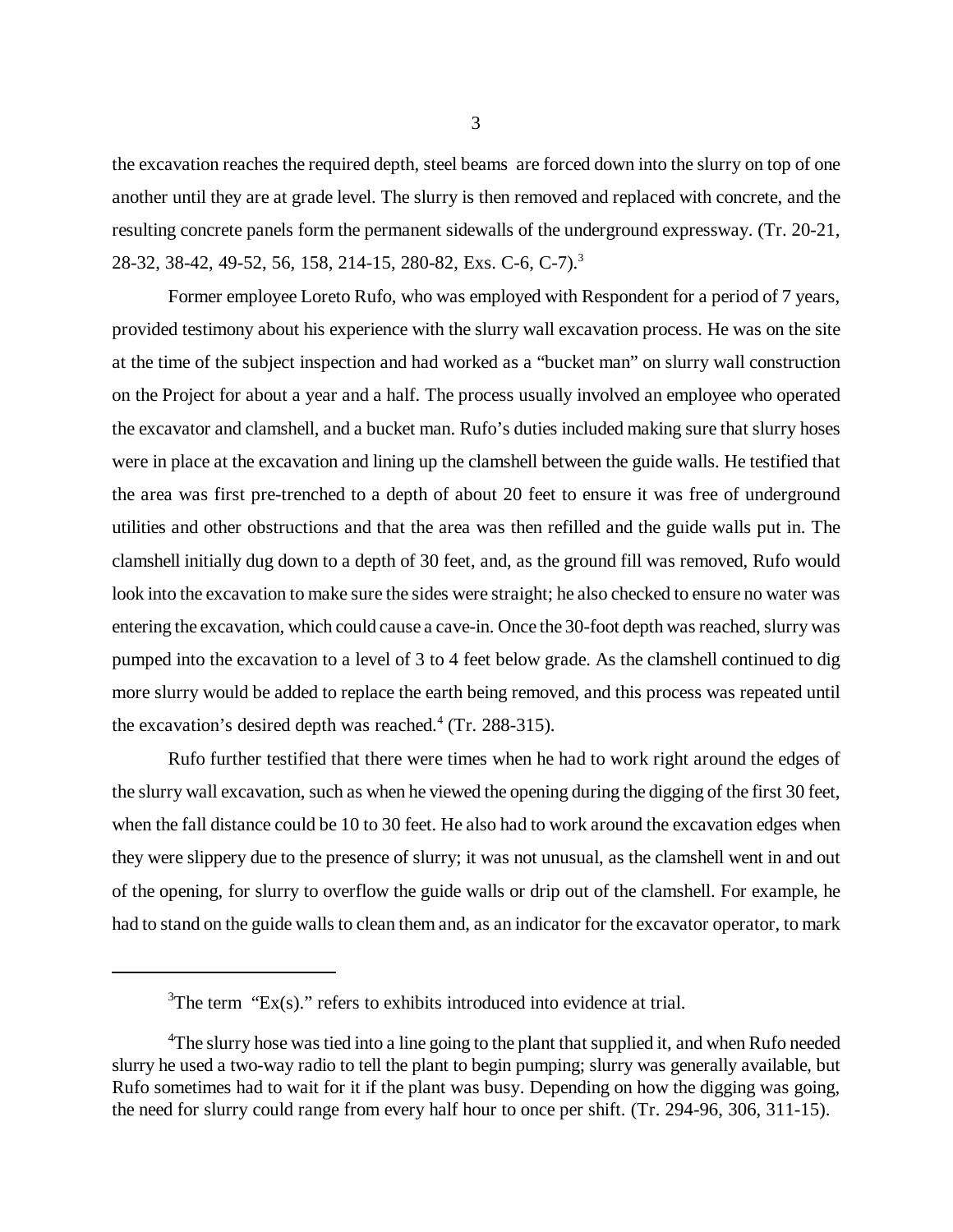the excavation reaches the required depth, steel beams are forced down into the slurry on top of one another until they are at grade level. The slurry is then removed and replaced with concrete, and the resulting concrete panels form the permanent sidewalls of the underground expressway. (Tr. 20-21, 28-32, 38-42, 49-52, 56, 158, 214-15, 280-82, Exs. C-6, C-7).[3]

Former employee Loreto Rufo, who was employed with Respondent for a period of 7 years, provided testimony about his experience with the slurry wall excavation process. He was on the site at the time of the subject inspection and had worked as a "bucket man" on slurry wall construction on the Project for about a year and a half. The process usually involved an employee who operated the excavator and clamshell, and a bucket man. Rufo's duties included making sure that slurry hoses were in place at the excavation and lining up the clamshell between the guide walls. He testified that the area was first pre-trenched to a depth of about 20 feet to ensure it was free of underground utilities and other obstructions and that the area was then refilled and the guide walls put in. The clamshell initially dug down to a depth of 30 feet, and, as the ground fill was removed, Rufo would look into the excavation to make sure the sides were straight; he also checked to ensure no water was entering the excavation, which could cause a cave-in. Once the 30-foot depth was reached, slurry was pumped into the excavation to a level of 3 to 4 feet below grade. As the clamshell continued to dig more slurry would be added to replace the earth being removed, and this process was repeated until the excavation's desired depth was reached.[4] (Tr. 288-315).

Rufo further testified that there were times when he had to work right around the edges of the slurry wall excavation, such as when he viewed the opening during the digging of the first 30 feet, when the fall distance could be 10 to 30 feet. He also had to work around the excavation edges when they were slippery due to the presence of slurry; it was not unusual, as the clamshell went in and out of the opening, for slurry to overflow the guide walls or drip out of the clamshell. For example, he had to stand on the guide walls to clean them and, as an indicator for the excavator operator, to mark

---

[3]The term "Ex(s)." refers to exhibits introduced into evidence at trial.

[4]The slurry hose was tied into a line going to the plant that supplied it, and when Rufo needed slurry he used a two-way radio to tell the plant to begin pumping; slurry was generally available, but Rufo sometimes had to wait for it if the plant was busy. Depending on how the digging was going, the need for slurry could range from every half hour to once per shift. (Tr. 294-96, 306, 311-15).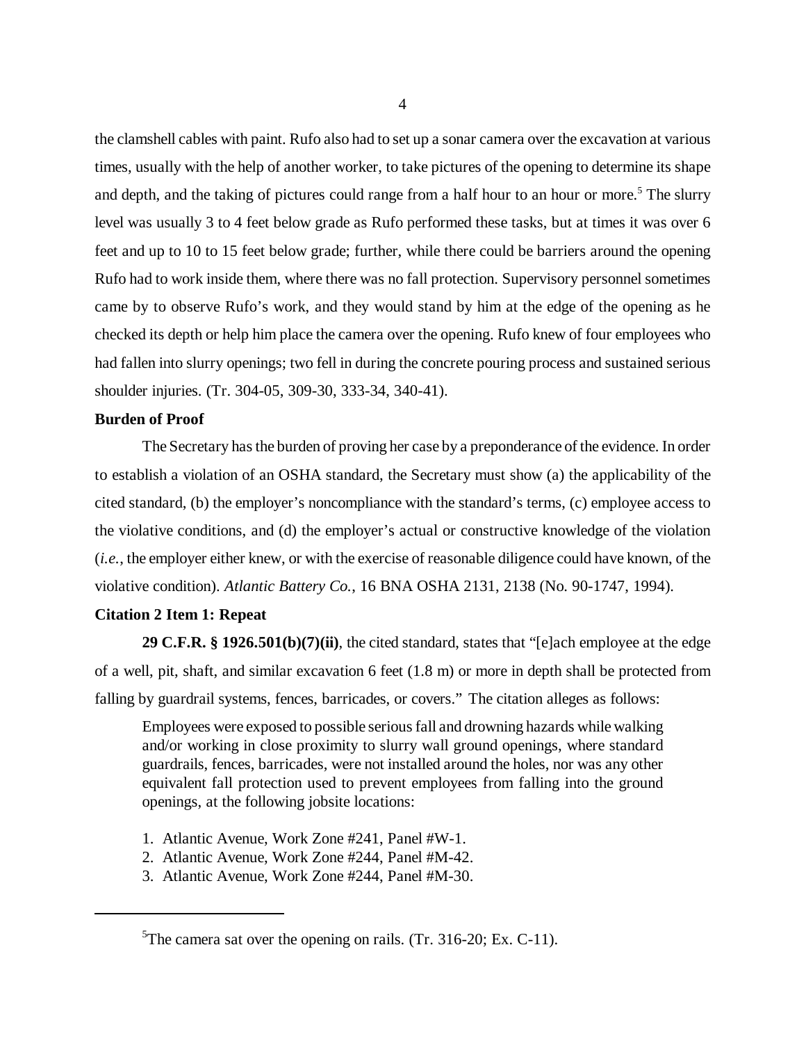the clamshell cables with paint. Rufo also had to set up a sonar camera over the excavation at various times, usually with the help of another worker, to take pictures of the opening to determine its shape and depth, and the taking of pictures could range from a half hour to an hour or more.[5] The slurry level was usually 3 to 4 feet below grade as Rufo performed these tasks, but at times it was over 6 feet and up to 10 to 15 feet below grade; further, while there could be barriers around the opening Rufo had to work inside them, where there was no fall protection. Supervisory personnel sometimes came by to observe Rufo's work, and they would stand by him at the edge of the opening as he checked its depth or help him place the camera over the opening. Rufo knew of four employees who had fallen into slurry openings; two fell in during the concrete pouring process and sustained serious shoulder injuries. (Tr. 304-05, 309-30, 333-34, 340-41).

**Burden of Proof**

The Secretary has the burden of proving her case by a preponderance of the evidence. In order to establish a violation of an OSHA standard, the Secretary must show (a) the applicability of the cited standard, (b) the employer's noncompliance with the standard's terms, (c) employee access to the violative conditions, and (d) the employer's actual or constructive knowledge of the violation (*i.e.*, the employer either knew, or with the exercise of reasonable diligence could have known, of the violative condition). *Atlantic Battery Co.*, 16 BNA OSHA 2131, 2138 (No. 90-1747, 1994).

**Citation 2 Item 1: Repeat**

**29 C.F.R. § 1926.501(b)(7)(ii)**, the cited standard, states that "[e]ach employee at the edge of a well, pit, shaft, and similar excavation 6 feet (1.8 m) or more in depth shall be protected from falling by guardrail systems, fences, barricades, or covers." The citation alleges as follows:

> Employees were exposed to possible serious fall and drowning hazards while walking and/or working in close proximity to slurry wall ground openings, where standard guardrails, fences, barricades, were not installed around the holes, nor was any other equivalent fall protection used to prevent employees from falling into the ground openings, at the following jobsite locations:
>
> 1. Atlantic Avenue, Work Zone #241, Panel #W-1.
> 2. Atlantic Avenue, Work Zone #244, Panel #M-42.
> 3. Atlantic Avenue, Work Zone #244, Panel #M-30.

[5] The camera sat over the opening on rails. (Tr. 316-20; Ex. C-11).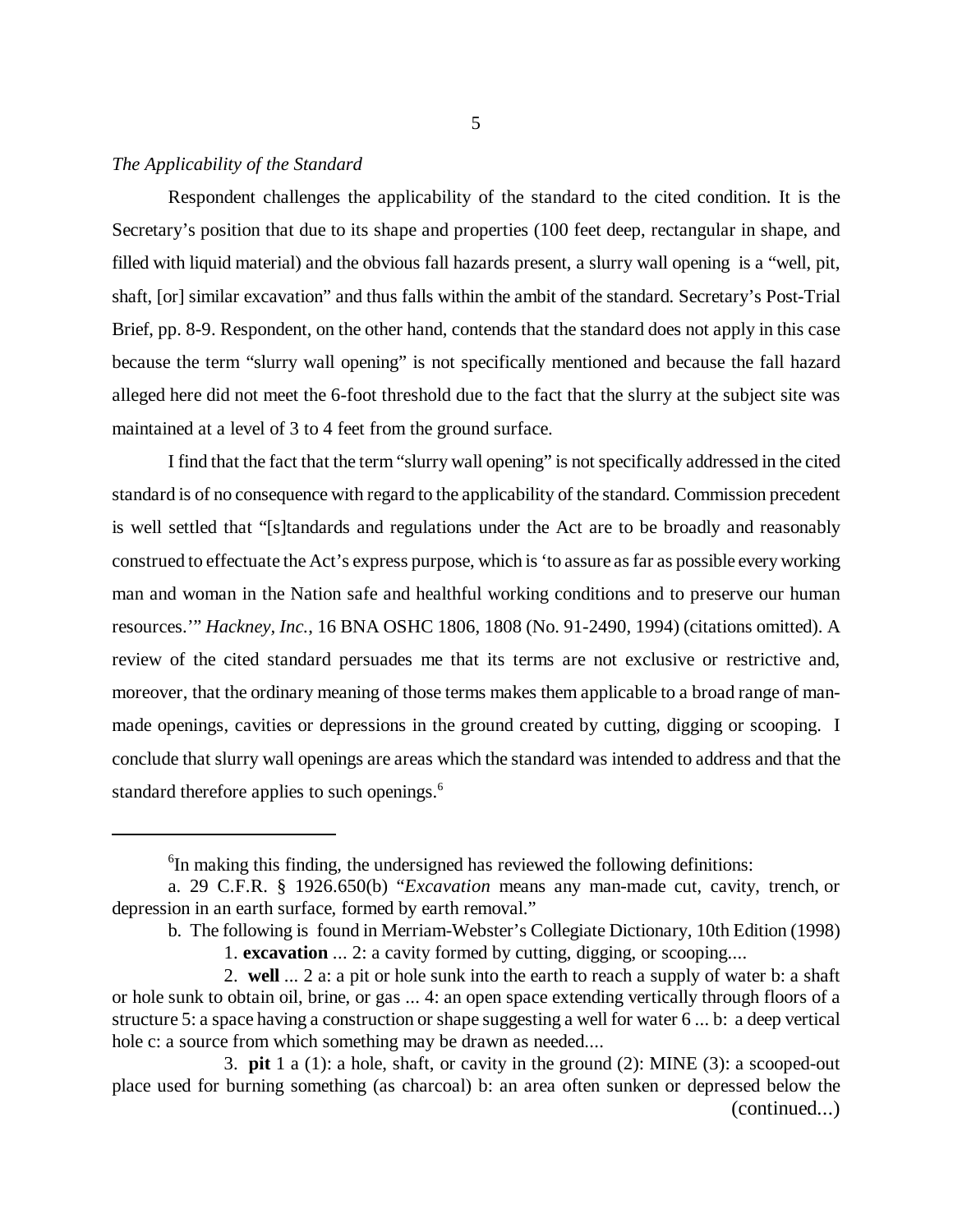*The Applicability of the Standard*

Respondent challenges the applicability of the standard to the cited condition. It is the Secretary's position that due to its shape and properties (100 feet deep, rectangular in shape, and filled with liquid material) and the obvious fall hazards present, a slurry wall opening is a "well, pit, shaft, [or] similar excavation" and thus falls within the ambit of the standard. Secretary's Post-Trial Brief, pp. 8-9. Respondent, on the other hand, contends that the standard does not apply in this case because the term "slurry wall opening" is not specifically mentioned and because the fall hazard alleged here did not meet the 6-foot threshold due to the fact that the slurry at the subject site was maintained at a level of 3 to 4 feet from the ground surface.

I find that the fact that the term "slurry wall opening" is not specifically addressed in the cited standard is of no consequence with regard to the applicability of the standard. Commission precedent is well settled that "[s]tandards and regulations under the Act are to be broadly and reasonably construed to effectuate the Act's express purpose, which is 'to assure as far as possible every working man and woman in the Nation safe and healthful working conditions and to preserve our human resources.'" *Hackney, Inc.*, 16 BNA OSHC 1806, 1808 (No. 91-2490, 1994) (citations omitted). A review of the cited standard persuades me that its terms are not exclusive or restrictive and, moreover, that the ordinary meaning of those terms makes them applicable to a broad range of man-made openings, cavities or depressions in the ground created by cutting, digging or scooping. I conclude that slurry wall openings are areas which the standard was intended to address and that the standard therefore applies to such openings.[6]

---

[6]In making this finding, the undersigned has reviewed the following definitions:

a. 29 C.F.R. § 1926.650(b) "*Excavation* means any man-made cut, cavity, trench, or depression in an earth surface, formed by earth removal."

b. The following is found in Merriam-Webster's Collegiate Dictionary, 10th Edition (1998)

1. **excavation** ... 2: a cavity formed by cutting, digging, or scooping....

2. **well** ... 2 a: a pit or hole sunk into the earth to reach a supply of water b: a shaft or hole sunk to obtain oil, brine, or gas ... 4: an open space extending vertically through floors of a structure 5: a space having a construction or shape suggesting a well for water 6 ... b: a deep vertical hole c: a source from which something may be drawn as needed....

3. **pit** 1 a (1): a hole, shaft, or cavity in the ground (2): MINE (3): a scooped-out place used for burning something (as charcoal) b: an area often sunken or depressed below the (continued...)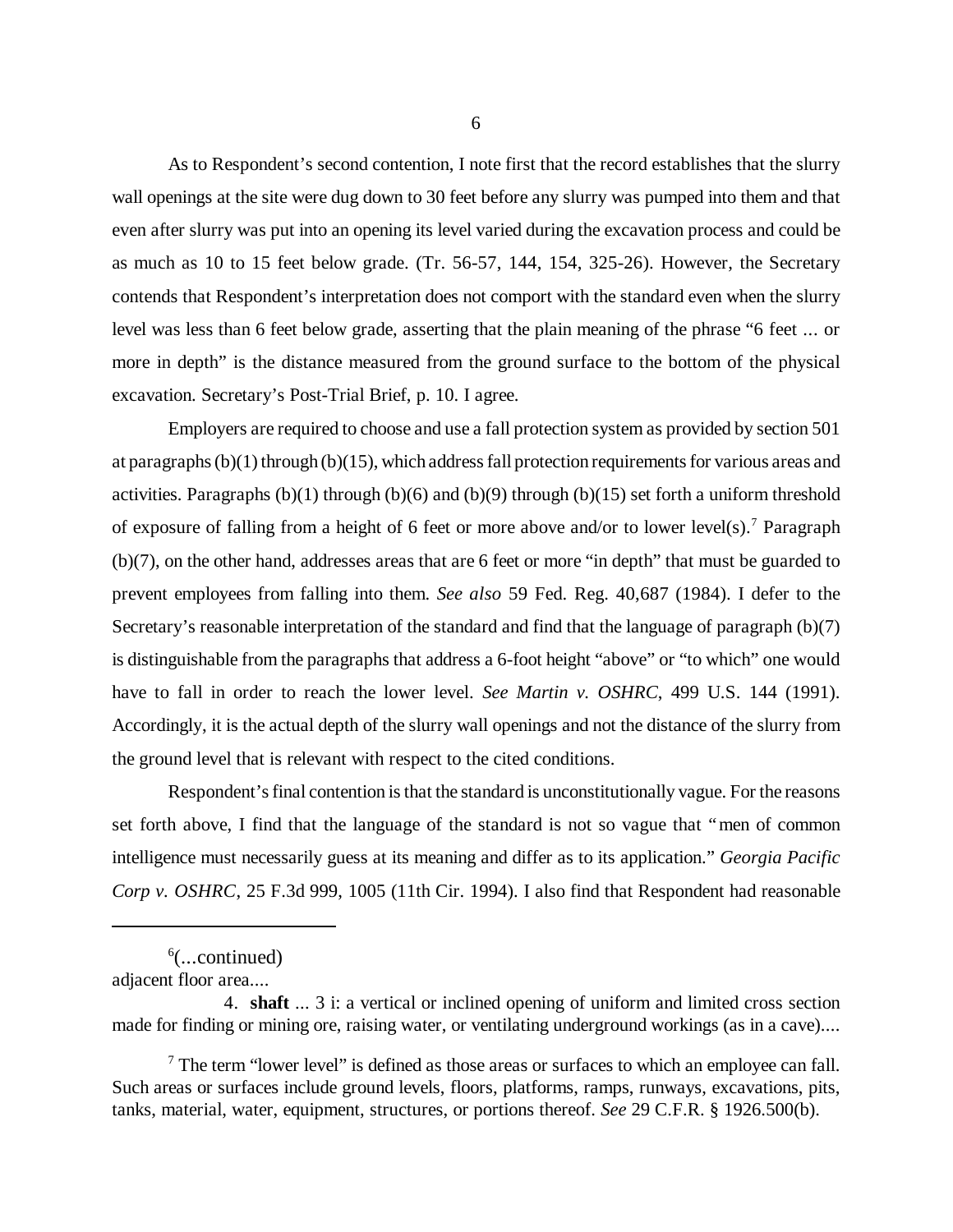As to Respondent's second contention, I note first that the record establishes that the slurry wall openings at the site were dug down to 30 feet before any slurry was pumped into them and that even after slurry was put into an opening its level varied during the excavation process and could be as much as 10 to 15 feet below grade. (Tr. 56-57, 144, 154, 325-26). However, the Secretary contends that Respondent's interpretation does not comport with the standard even when the slurry level was less than 6 feet below grade, asserting that the plain meaning of the phrase "6 feet ... or more in depth" is the distance measured from the ground surface to the bottom of the physical excavation. Secretary's Post-Trial Brief, p. 10. I agree.

Employers are required to choose and use a fall protection system as provided by section 501 at paragraphs (b)(1) through (b)(15), which address fall protection requirements for various areas and activities. Paragraphs (b)(1) through (b)(6) and (b)(9) through (b)(15) set forth a uniform threshold of exposure of falling from a height of 6 feet or more above and/or to lower level(s).[7] Paragraph (b)(7), on the other hand, addresses areas that are 6 feet or more "in depth" that must be guarded to prevent employees from falling into them. *See also* 59 Fed. Reg. 40,687 (1984). I defer to the Secretary's reasonable interpretation of the standard and find that the language of paragraph (b)(7) is distinguishable from the paragraphs that address a 6-foot height "above" or "to which" one would have to fall in order to reach the lower level. *See Martin v. OSHRC*, 499 U.S. 144 (1991). Accordingly, it is the actual depth of the slurry wall openings and not the distance of the slurry from the ground level that is relevant with respect to the cited conditions.

Respondent's final contention is that the standard is unconstitutionally vague. For the reasons set forth above, I find that the language of the standard is not so vague that "men of common intelligence must necessarily guess at its meaning and differ as to its application." *Georgia Pacific Corp v. OSHRC*, 25 F.3d 999, 1005 (11th Cir. 1994). I also find that Respondent had reasonable

---

[6](...continued)
adjacent floor area....

4. **shaft** ... 3 i: a vertical or inclined opening of uniform and limited cross section made for finding or mining ore, raising water, or ventilating underground workings (as in a cave)....

[7] The term "lower level" is defined as those areas or surfaces to which an employee can fall. Such areas or surfaces include ground levels, floors, platforms, ramps, runways, excavations, pits, tanks, material, water, equipment, structures, or portions thereof. *See* 29 C.F.R. § 1926.500(b).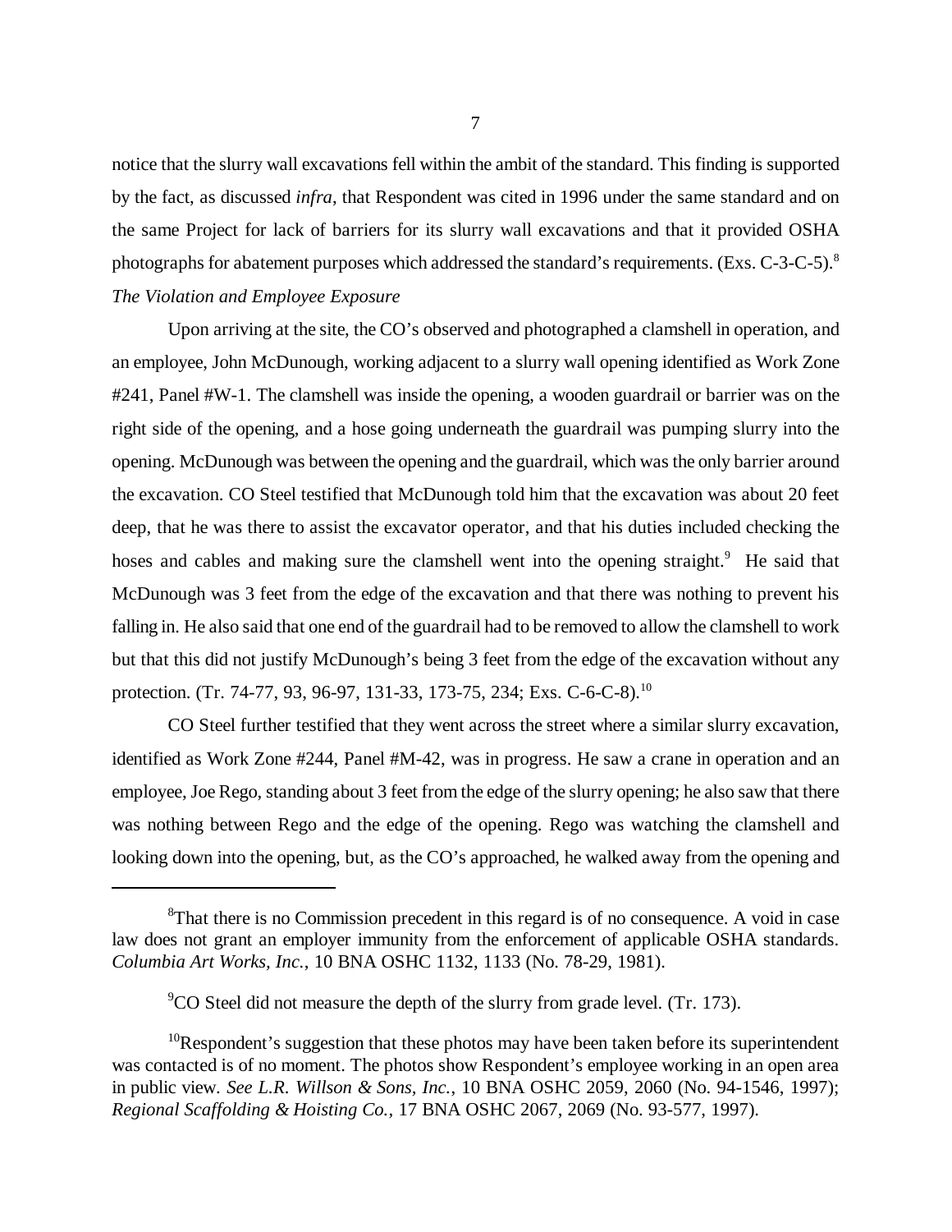notice that the slurry wall excavations fell within the ambit of the standard. This finding is supported by the fact, as discussed *infra*, that Respondent was cited in 1996 under the same standard and on the same Project for lack of barriers for its slurry wall excavations and that it provided OSHA photographs for abatement purposes which addressed the standard's requirements. (Exs. C-3-C-5).[8]

*The Violation and Employee Exposure*

Upon arriving at the site, the CO's observed and photographed a clamshell in operation, and an employee, John McDunough, working adjacent to a slurry wall opening identified as Work Zone #241, Panel #W-1. The clamshell was inside the opening, a wooden guardrail or barrier was on the right side of the opening, and a hose going underneath the guardrail was pumping slurry into the opening. McDunough was between the opening and the guardrail, which was the only barrier around the excavation. CO Steel testified that McDunough told him that the excavation was about 20 feet deep, that he was there to assist the excavator operator, and that his duties included checking the hoses and cables and making sure the clamshell went into the opening straight.[9] He said that McDunough was 3 feet from the edge of the excavation and that there was nothing to prevent his falling in. He also said that one end of the guardrail had to be removed to allow the clamshell to work but that this did not justify McDunough's being 3 feet from the edge of the excavation without any protection. (Tr. 74-77, 93, 96-97, 131-33, 173-75, 234; Exs. C-6-C-8).[10]

CO Steel further testified that they went across the street where a similar slurry excavation, identified as Work Zone #244, Panel #M-42, was in progress. He saw a crane in operation and an employee, Joe Rego, standing about 3 feet from the edge of the slurry opening; he also saw that there was nothing between Rego and the edge of the opening. Rego was watching the clamshell and looking down into the opening, but, as the CO's approached, he walked away from the opening and

---

[8]That there is no Commission precedent in this regard is of no consequence. A void in case law does not grant an employer immunity from the enforcement of applicable OSHA standards. *Columbia Art Works, Inc.*, 10 BNA OSHC 1132, 1133 (No. 78-29, 1981).

[9]CO Steel did not measure the depth of the slurry from grade level. (Tr. 173).

[10]Respondent's suggestion that these photos may have been taken before its superintendent was contacted is of no moment. The photos show Respondent's employee working in an open area in public view. *See L.R. Willson & Sons, Inc.*, 10 BNA OSHC 2059, 2060 (No. 94-1546, 1997); *Regional Scaffolding & Hoisting Co.*, 17 BNA OSHC 2067, 2069 (No. 93-577, 1997).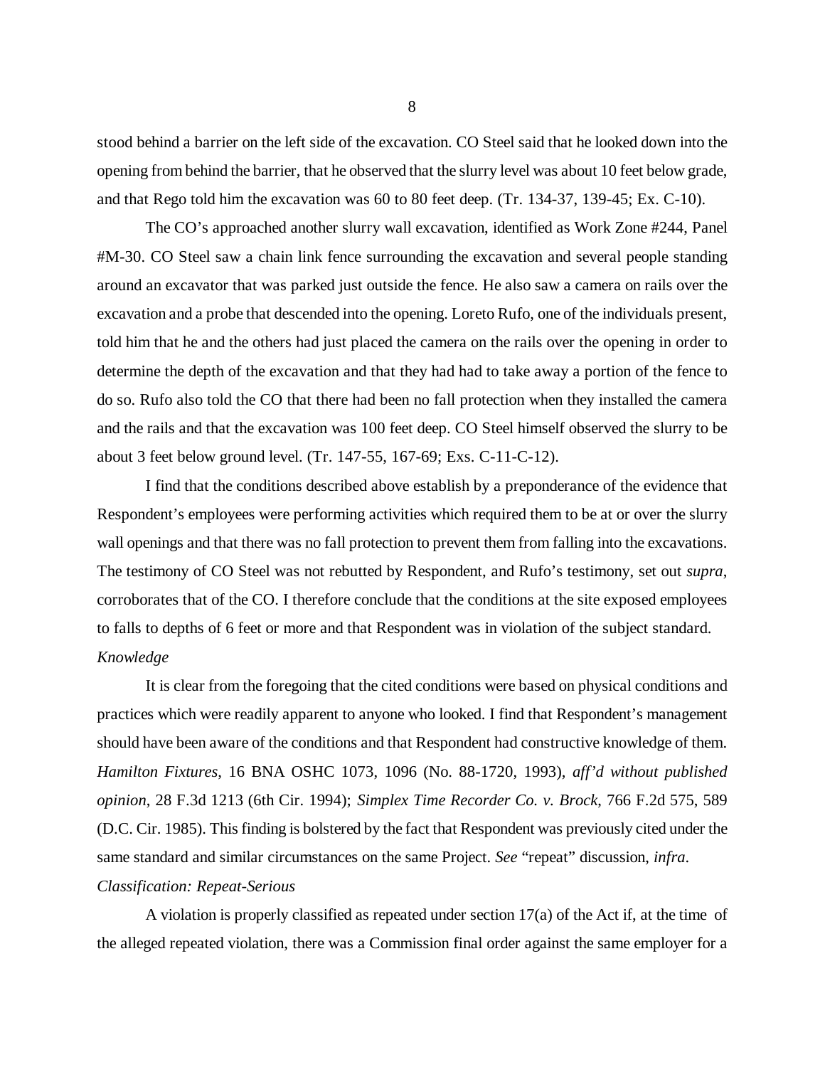stood behind a barrier on the left side of the excavation. CO Steel said that he looked down into the opening from behind the barrier, that he observed that the slurry level was about 10 feet below grade, and that Rego told him the excavation was 60 to 80 feet deep. (Tr. 134-37, 139-45; Ex. C-10).

The CO's approached another slurry wall excavation, identified as Work Zone #244, Panel #M-30. CO Steel saw a chain link fence surrounding the excavation and several people standing around an excavator that was parked just outside the fence. He also saw a camera on rails over the excavation and a probe that descended into the opening. Loreto Rufo, one of the individuals present, told him that he and the others had just placed the camera on the rails over the opening in order to determine the depth of the excavation and that they had had to take away a portion of the fence to do so. Rufo also told the CO that there had been no fall protection when they installed the camera and the rails and that the excavation was 100 feet deep. CO Steel himself observed the slurry to be about 3 feet below ground level. (Tr. 147-55, 167-69; Exs. C-11-C-12).

I find that the conditions described above establish by a preponderance of the evidence that Respondent's employees were performing activities which required them to be at or over the slurry wall openings and that there was no fall protection to prevent them from falling into the excavations. The testimony of CO Steel was not rebutted by Respondent, and Rufo's testimony, set out *supra*, corroborates that of the CO. I therefore conclude that the conditions at the site exposed employees to falls to depths of 6 feet or more and that Respondent was in violation of the subject standard.

*Knowledge*

It is clear from the foregoing that the cited conditions were based on physical conditions and practices which were readily apparent to anyone who looked. I find that Respondent's management should have been aware of the conditions and that Respondent had constructive knowledge of them. *Hamilton Fixtures*, 16 BNA OSHC 1073, 1096 (No. 88-1720, 1993), *aff'd without published opinion*, 28 F.3d 1213 (6th Cir. 1994); *Simplex Time Recorder Co. v. Brock*, 766 F.2d 575, 589 (D.C. Cir. 1985). This finding is bolstered by the fact that Respondent was previously cited under the same standard and similar circumstances on the same Project. *See* "repeat" discussion, *infra*.

*Classification: Repeat-Serious*

A violation is properly classified as repeated under section 17(a) of the Act if, at the time of the alleged repeated violation, there was a Commission final order against the same employer for a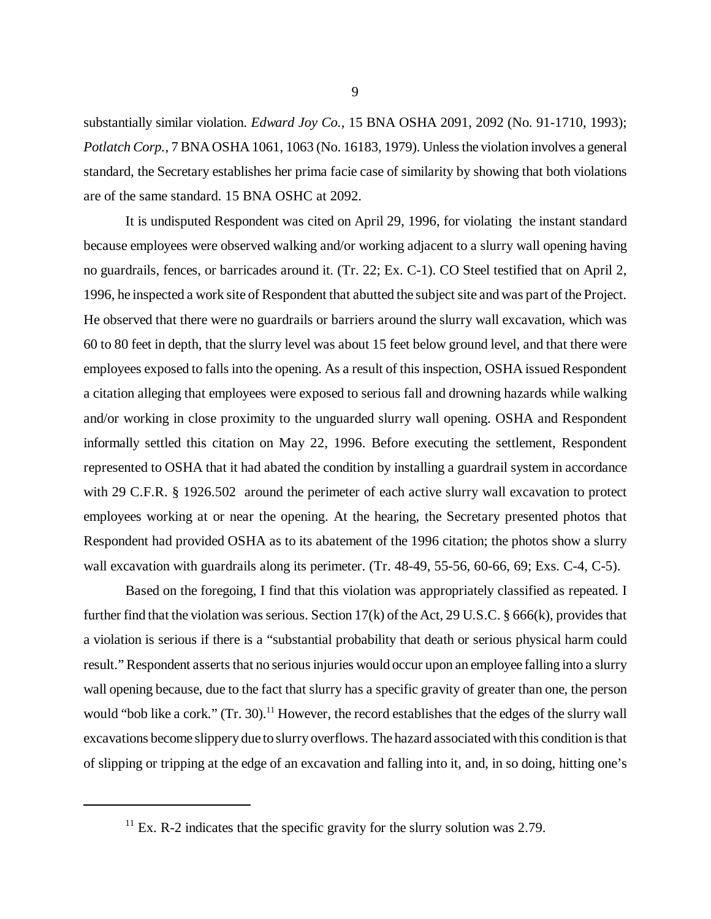substantially similar violation. *Edward Joy Co.*, 15 BNA OSHA 2091, 2092 (No. 91-1710, 1993); *Potlatch Corp.*, 7 BNA OSHA 1061, 1063 (No. 16183, 1979). Unless the violation involves a general standard, the Secretary establishes her prima facie case of similarity by showing that both violations are of the same standard. 15 BNA OSHC at 2092.

It is undisputed Respondent was cited on April 29, 1996, for violating the instant standard because employees were observed walking and/or working adjacent to a slurry wall opening having no guardrails, fences, or barricades around it. (Tr. 22; Ex. C-1). CO Steel testified that on April 2, 1996, he inspected a work site of Respondent that abutted the subject site and was part of the Project. He observed that there were no guardrails or barriers around the slurry wall excavation, which was 60 to 80 feet in depth, that the slurry level was about 15 feet below ground level, and that there were employees exposed to falls into the opening. As a result of this inspection, OSHA issued Respondent a citation alleging that employees were exposed to serious fall and drowning hazards while walking and/or working in close proximity to the unguarded slurry wall opening. OSHA and Respondent informally settled this citation on May 22, 1996. Before executing the settlement, Respondent represented to OSHA that it had abated the condition by installing a guardrail system in accordance with 29 C.F.R. § 1926.502 around the perimeter of each active slurry wall excavation to protect employees working at or near the opening. At the hearing, the Secretary presented photos that Respondent had provided OSHA as to its abatement of the 1996 citation; the photos show a slurry wall excavation with guardrails along its perimeter. (Tr. 48-49, 55-56, 60-66, 69; Exs. C-4, C-5).

Based on the foregoing, I find that this violation was appropriately classified as repeated. I further find that the violation was serious. Section 17(k) of the Act, 29 U.S.C. § 666(k), provides that a violation is serious if there is a "substantial probability that death or serious physical harm could result." Respondent asserts that no serious injuries would occur upon an employee falling into a slurry wall opening because, due to the fact that slurry has a specific gravity of greater than one, the person would "bob like a cork." (Tr. 30).[11] However, the record establishes that the edges of the slurry wall excavations become slippery due to slurry overflows. The hazard associated with this condition is that of slipping or tripping at the edge of an excavation and falling into it, and, in so doing, hitting one's

[11] Ex. R-2 indicates that the specific gravity for the slurry solution was 2.79.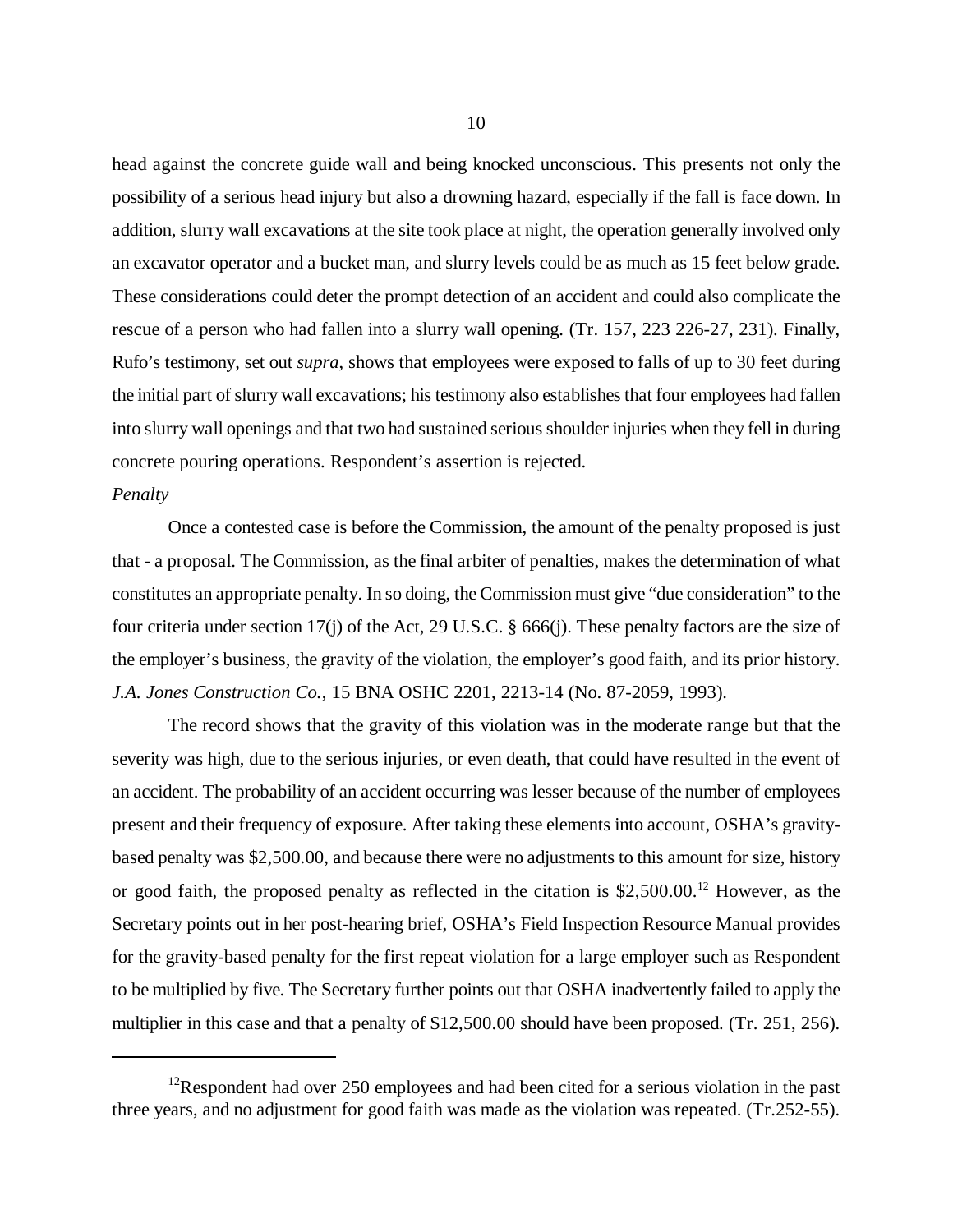head against the concrete guide wall and being knocked unconscious. This presents not only the possibility of a serious head injury but also a drowning hazard, especially if the fall is face down. In addition, slurry wall excavations at the site took place at night, the operation generally involved only an excavator operator and a bucket man, and slurry levels could be as much as 15 feet below grade. These considerations could deter the prompt detection of an accident and could also complicate the rescue of a person who had fallen into a slurry wall opening. (Tr. 157, 223 226-27, 231). Finally, Rufo's testimony, set out *supra*, shows that employees were exposed to falls of up to 30 feet during the initial part of slurry wall excavations; his testimony also establishes that four employees had fallen into slurry wall openings and that two had sustained serious shoulder injuries when they fell in during concrete pouring operations. Respondent's assertion is rejected.

*Penalty*

Once a contested case is before the Commission, the amount of the penalty proposed is just that - a proposal. The Commission, as the final arbiter of penalties, makes the determination of what constitutes an appropriate penalty. In so doing, the Commission must give "due consideration" to the four criteria under section 17(j) of the Act, 29 U.S.C. § 666(j). These penalty factors are the size of the employer's business, the gravity of the violation, the employer's good faith, and its prior history. *J.A. Jones Construction Co.*, 15 BNA OSHC 2201, 2213-14 (No. 87-2059, 1993).

The record shows that the gravity of this violation was in the moderate range but that the severity was high, due to the serious injuries, or even death, that could have resulted in the event of an accident. The probability of an accident occurring was lesser because of the number of employees present and their frequency of exposure. After taking these elements into account, OSHA's gravity-based penalty was $2,500.00, and because there were no adjustments to this amount for size, history or good faith, the proposed penalty as reflected in the citation is $2,500.00.[12] However, as the Secretary points out in her post-hearing brief, OSHA's Field Inspection Resource Manual provides for the gravity-based penalty for the first repeat violation for a large employer such as Respondent to be multiplied by five. The Secretary further points out that OSHA inadvertently failed to apply the multiplier in this case and that a penalty of $12,500.00 should have been proposed. (Tr. 251, 256).

---

[12] Respondent had over 250 employees and had been cited for a serious violation in the past three years, and no adjustment for good faith was made as the violation was repeated. (Tr.252-55).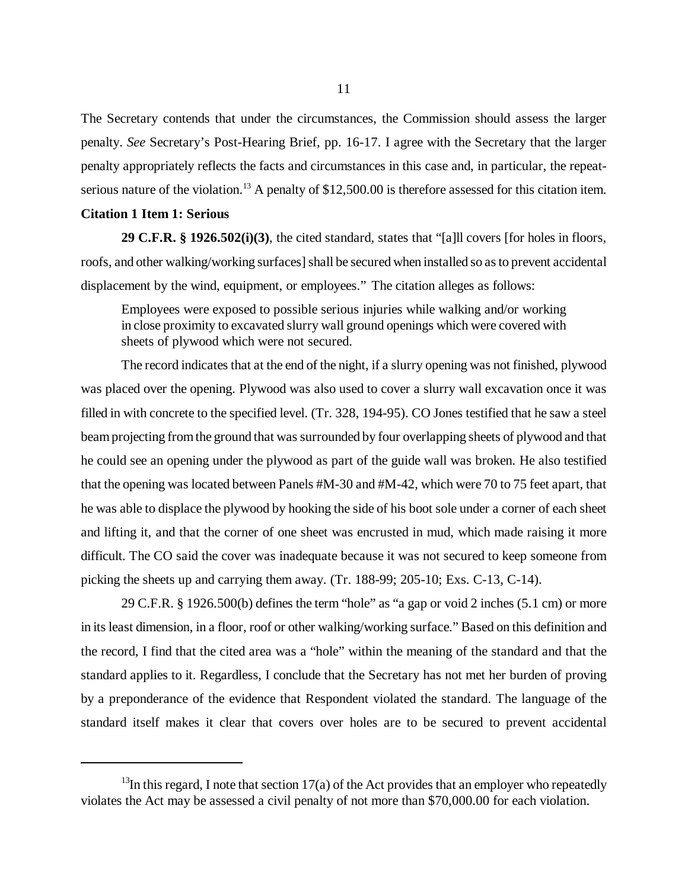The Secretary contends that under the circumstances, the Commission should assess the larger penalty. *See* Secretary's Post-Hearing Brief, pp. 16-17. I agree with the Secretary that the larger penalty appropriately reflects the facts and circumstances in this case and, in particular, the repeat-serious nature of the violation.[13] A penalty of $12,500.00 is therefore assessed for this citation item.

**Citation 1 Item 1: Serious**

**29 C.F.R. § 1926.502(i)(3)**, the cited standard, states that "[a]ll covers [for holes in floors, roofs, and other walking/working surfaces] shall be secured when installed so as to prevent accidental displacement by the wind, equipment, or employees." The citation alleges as follows:

> Employees were exposed to possible serious injuries while walking and/or working in close proximity to excavated slurry wall ground openings which were covered with sheets of plywood which were not secured.

The record indicates that at the end of the night, if a slurry opening was not finished, plywood was placed over the opening. Plywood was also used to cover a slurry wall excavation once it was filled in with concrete to the specified level. (Tr. 328, 194-95). CO Jones testified that he saw a steel beam projecting from the ground that was surrounded by four overlapping sheets of plywood and that he could see an opening under the plywood as part of the guide wall was broken. He also testified that the opening was located between Panels #M-30 and #M-42, which were 70 to 75 feet apart, that he was able to displace the plywood by hooking the side of his boot sole under a corner of each sheet and lifting it, and that the corner of one sheet was encrusted in mud, which made raising it more difficult. The CO said the cover was inadequate because it was not secured to keep someone from picking the sheets up and carrying them away. (Tr. 188-99; 205-10; Exs. C-13, C-14).

29 C.F.R. § 1926.500(b) defines the term "hole" as "a gap or void 2 inches (5.1 cm) or more in its least dimension, in a floor, roof or other walking/working surface." Based on this definition and the record, I find that the cited area was a "hole" within the meaning of the standard and that the standard applies to it. Regardless, I conclude that the Secretary has not met her burden of proving by a preponderance of the evidence that Respondent violated the standard. The language of the standard itself makes it clear that covers over holes are to be secured to prevent accidental

---

[13] In this regard, I note that section 17(a) of the Act provides that an employer who repeatedly violates the Act may be assessed a civil penalty of not more than $70,000.00 for each violation.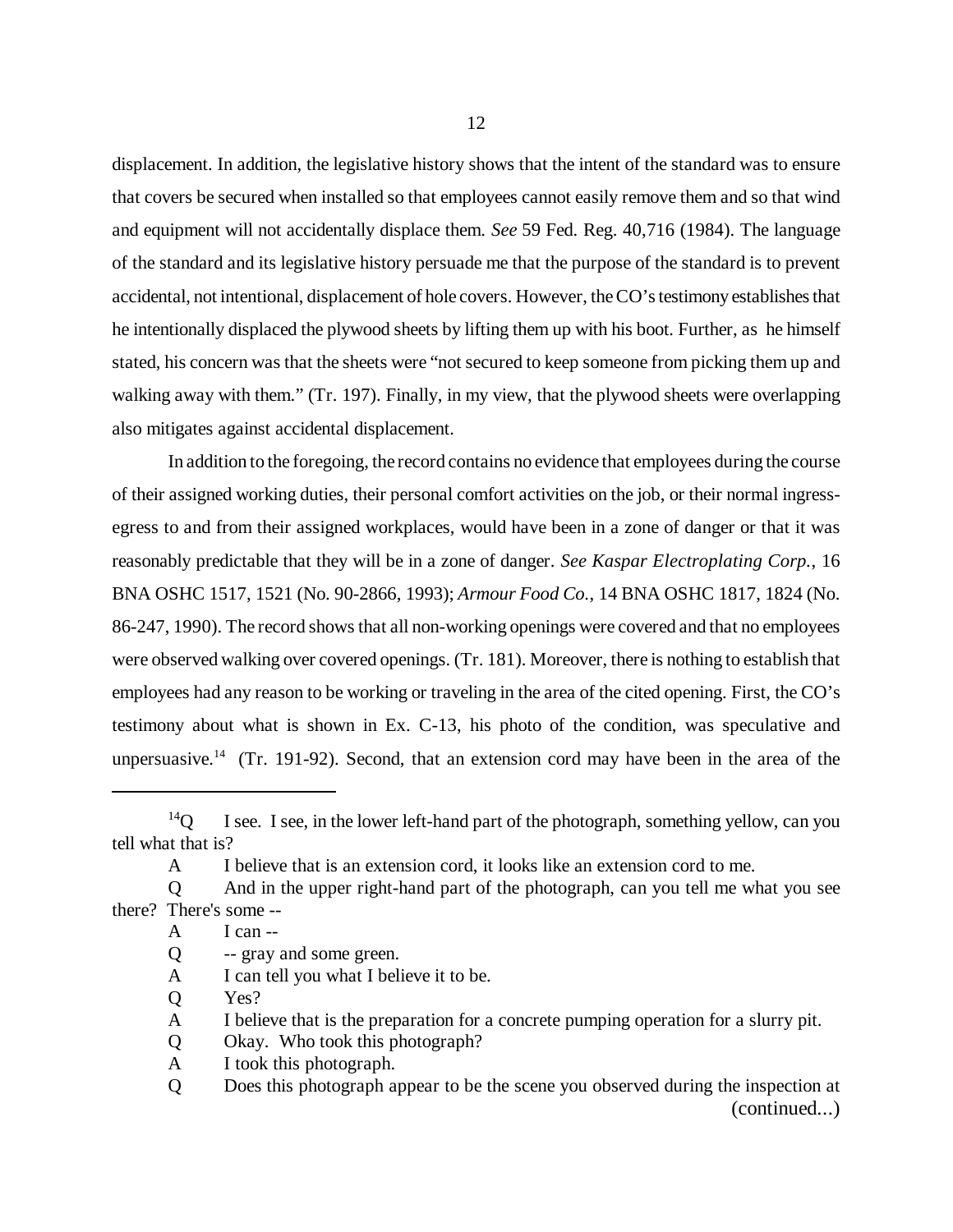displacement. In addition, the legislative history shows that the intent of the standard was to ensure that covers be secured when installed so that employees cannot easily remove them and so that wind and equipment will not accidentally displace them. *See* 59 Fed. Reg. 40,716 (1984). The language of the standard and its legislative history persuade me that the purpose of the standard is to prevent accidental, not intentional, displacement of hole covers. However, the CO's testimony establishes that he intentionally displaced the plywood sheets by lifting them up with his boot. Further, as he himself stated, his concern was that the sheets were "not secured to keep someone from picking them up and walking away with them." (Tr. 197). Finally, in my view, that the plywood sheets were overlapping also mitigates against accidental displacement.

In addition to the foregoing, the record contains no evidence that employees during the course of their assigned working duties, their personal comfort activities on the job, or their normal ingress-egress to and from their assigned workplaces, would have been in a zone of danger or that it was reasonably predictable that they will be in a zone of danger. *See Kaspar Electroplating Corp.*, 16 BNA OSHC 1517, 1521 (No. 90-2866, 1993); *Armour Food Co.*, 14 BNA OSHC 1817, 1824 (No. 86-247, 1990). The record shows that all non-working openings were covered and that no employees were observed walking over covered openings. (Tr. 181). Moreover, there is nothing to establish that employees had any reason to be working or traveling in the area of the cited opening. First, the CO's testimony about what is shown in Ex. C-13, his photo of the condition, was speculative and unpersuasive.[14] (Tr. 191-92). Second, that an extension cord may have been in the area of the

---

[14]Q I see. I see, in the lower left-hand part of the photograph, something yellow, can you tell what that is?

A I believe that is an extension cord, it looks like an extension cord to me.

Q And in the upper right-hand part of the photograph, can you tell me what you see there? There's some --

A I can --

Q -- gray and some green.

A I can tell you what I believe it to be.

Q Yes?

A I believe that is the preparation for a concrete pumping operation for a slurry pit.

Q Okay. Who took this photograph?

A I took this photograph.

Q Does this photograph appear to be the scene you observed during the inspection at (continued...)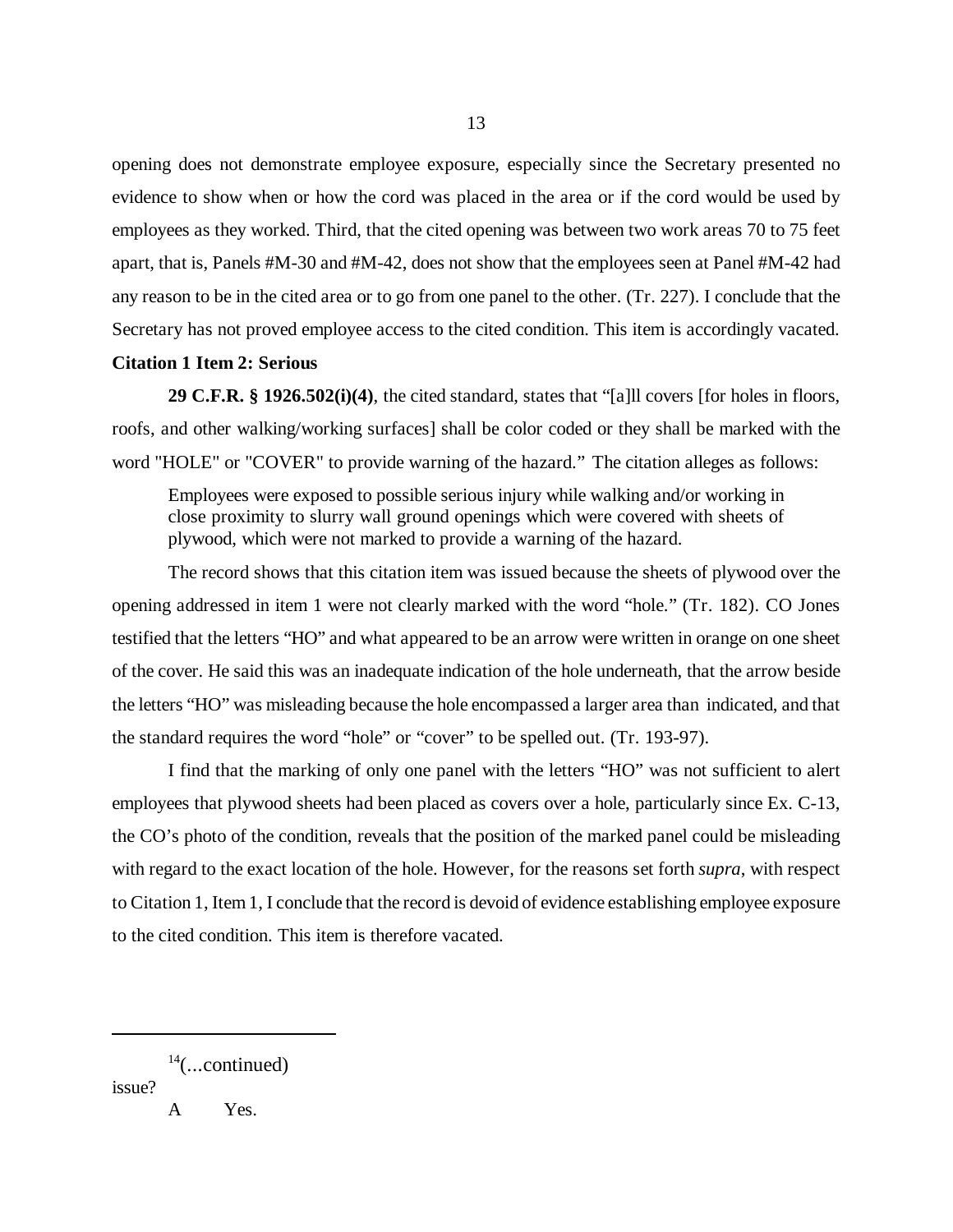opening does not demonstrate employee exposure, especially since the Secretary presented no evidence to show when or how the cord was placed in the area or if the cord would be used by employees as they worked. Third, that the cited opening was between two work areas 70 to 75 feet apart, that is, Panels #M-30 and #M-42, does not show that the employees seen at Panel #M-42 had any reason to be in the cited area or to go from one panel to the other. (Tr. 227). I conclude that the Secretary has not proved employee access to the cited condition. This item is accordingly vacated.

**Citation 1 Item 2: Serious**

**29 C.F.R. § 1926.502(i)(4)**, the cited standard, states that "[a]ll covers [for holes in floors, roofs, and other walking/working surfaces] shall be color coded or they shall be marked with the word "HOLE" or "COVER" to provide warning of the hazard." The citation alleges as follows:

> Employees were exposed to possible serious injury while walking and/or working in close proximity to slurry wall ground openings which were covered with sheets of plywood, which were not marked to provide a warning of the hazard.

The record shows that this citation item was issued because the sheets of plywood over the opening addressed in item 1 were not clearly marked with the word "hole." (Tr. 182). CO Jones testified that the letters "HO" and what appeared to be an arrow were written in orange on one sheet of the cover. He said this was an inadequate indication of the hole underneath, that the arrow beside the letters "HO" was misleading because the hole encompassed a larger area than indicated, and that the standard requires the word "hole" or "cover" to be spelled out. (Tr. 193-97).

I find that the marking of only one panel with the letters "HO" was not sufficient to alert employees that plywood sheets had been placed as covers over a hole, particularly since Ex. C-13, the CO's photo of the condition, reveals that the position of the marked panel could be misleading with regard to the exact location of the hole. However, for the reasons set forth *supra*, with respect to Citation 1, Item 1, I conclude that the record is devoid of evidence establishing employee exposure to the cited condition. This item is therefore vacated.

---

[14](...continued)
issue?

A Yes.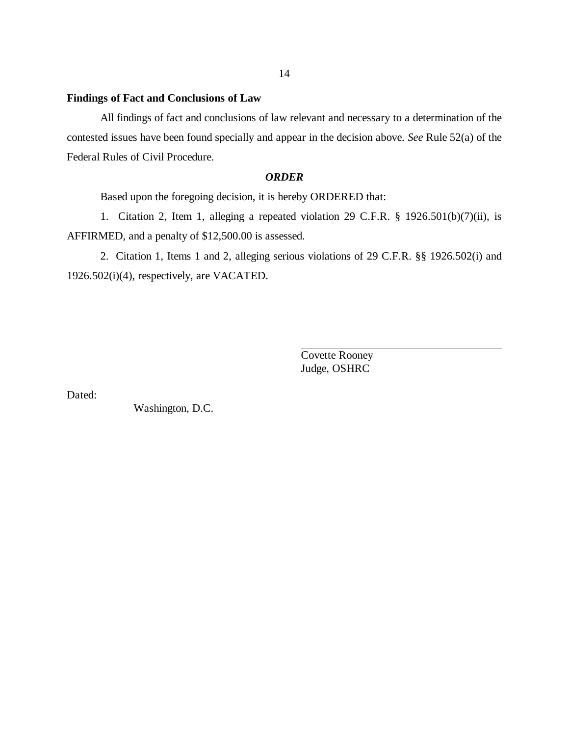**Findings of Fact and Conclusions of Law**

All findings of fact and conclusions of law relevant and necessary to a determination of the contested issues have been found specially and appear in the decision above. *See* Rule 52(a) of the Federal Rules of Civil Procedure.

***ORDER***

Based upon the foregoing decision, it is hereby ORDERED that:

1. Citation 2, Item 1, alleging a repeated violation 29 C.F.R. § 1926.501(b)(7)(ii), is AFFIRMED, and a penalty of $12,500.00 is assessed.

2. Citation 1, Items 1 and 2, alleging serious violations of 29 C.F.R. §§ 1926.502(i) and 1926.502(i)(4), respectively, are VACATED.

Covette Rooney
Judge, OSHRC

Dated:

Washington, D.C.